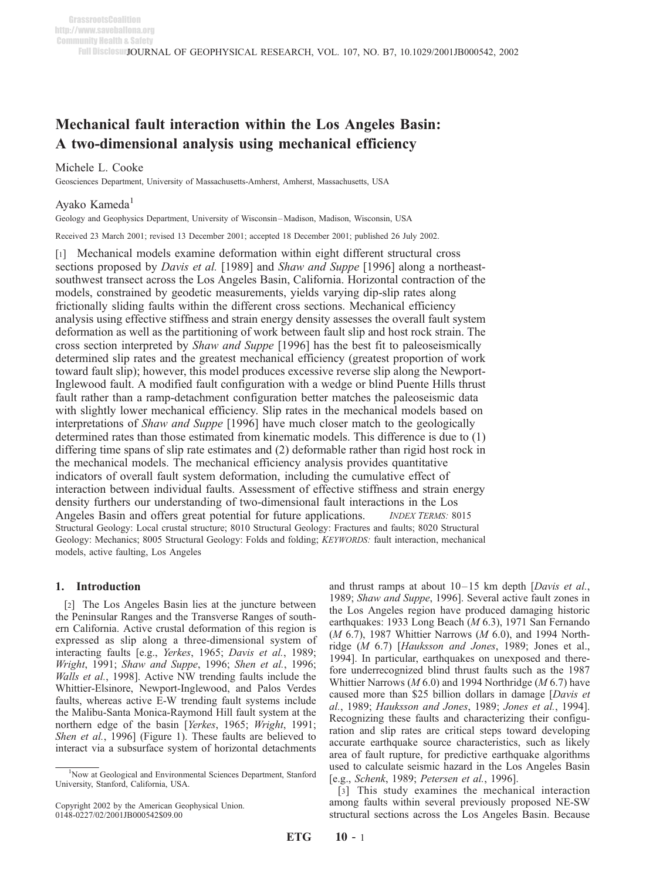# Mechanical fault interaction within the Los Angeles Basin: A two-dimensional analysis using mechanical efficiency

Michele L. Cooke

Geosciences Department, University of Massachusetts-Amherst, Amherst, Massachusetts, USA

Ayako Kameda[1]

Geology and Geophysics Department, University of Wisconsin–Madison, Madison, Wisconsin, USA

Received 23 March 2001; revised 13 December 2001; accepted 18 December 2001; published 26 July 2002.

[1] Mechanical models examine deformation within eight different structural cross sections proposed by *Davis et al.* [1989] and *Shaw and Suppe* [1996] along a northeast-southwest transect across the Los Angeles Basin, California. Horizontal contraction of the models, constrained by geodetic measurements, yields varying dip-slip rates along frictionally sliding faults within the different cross sections. Mechanical efficiency analysis using effective stiffness and strain energy density assesses the overall fault system deformation as well as the partitioning of work between fault slip and host rock strain. The cross section interpreted by *Shaw and Suppe* [1996] has the best fit to paleoseismically determined slip rates and the greatest mechanical efficiency (greatest proportion of work toward fault slip); however, this model produces excessive reverse slip along the Newport-Inglewood fault. A modified fault configuration with a wedge or blind Puente Hills thrust fault rather than a ramp-detachment configuration better matches the paleoseismic data with slightly lower mechanical efficiency. Slip rates in the mechanical models based on interpretations of *Shaw and Suppe* [1996] have much closer match to the geologically determined rates than those estimated from kinematic models. This difference is due to (1) differing time spans of slip rate estimates and (2) deformable rather than rigid host rock in the mechanical models. The mechanical efficiency analysis provides quantitative indicators of overall fault system deformation, including the cumulative effect of interaction between individual faults. Assessment of effective stiffness and strain energy density furthers our understanding of two-dimensional fault interactions in the Los Angeles Basin and offers great potential for future applications. *INDEX TERMS:* 8015 Structural Geology: Local crustal structure; 8010 Structural Geology: Fractures and faults; 8020 Structural Geology: Mechanics; 8005 Structural Geology: Folds and folding; *KEYWORDS:* fault interaction, mechanical models, active faulting, Los Angeles

## 1. Introduction

[2] The Los Angeles Basin lies at the juncture between the Peninsular Ranges and the Transverse Ranges of southern California. Active crustal deformation of this region is expressed as slip along a three-dimensional system of interacting faults [e.g., *Yerkes*, 1965; *Davis et al.*, 1989; *Wright*, 1991; *Shaw and Suppe*, 1996; *Shen et al.*, 1996; *Walls et al.*, 1998]. Active NW trending faults include the Whittier-Elsinore, Newport-Inglewood, and Palos Verdes faults, whereas active E-W trending fault systems include the Malibu-Santa Monica-Raymond Hill fault system at the northern edge of the basin [*Yerkes*, 1965; *Wright*, 1991; *Shen et al.*, 1996] (Figure 1). These faults are believed to interact via a subsurface system of horizontal detachments and thrust ramps at about 10–15 km depth [*Davis et al.*, 1989; *Shaw and Suppe*, 1996]. Several active fault zones in the Los Angeles region have produced damaging historic earthquakes: 1933 Long Beach (*M* 6.3), 1971 San Fernando (*M* 6.7), 1987 Whittier Narrows (*M* 6.0), and 1994 Northridge (*M* 6.7) [*Hauksson and Jones*, 1989; Jones et al., 1994]. In particular, earthquakes on unexposed and therefore underrecognized blind thrust faults such as the 1987 Whittier Narrows (*M* 6.0) and 1994 Northridge (*M* 6.7) have caused more than $25 billion dollars in damage [*Davis et al.*, 1989; *Hauksson and Jones*, 1989; *Jones et al.*, 1994]. Recognizing these faults and characterizing their configuration and slip rates are critical steps toward developing accurate earthquake source characteristics, such as likely area of fault rupture, for predictive earthquake algorithms used to calculate seismic hazard in the Los Angeles Basin [e.g., *Schenk*, 1989; *Petersen et al.*, 1996].

[3] This study examines the mechanical interaction among faults within several previously proposed NE-SW structural sections across the Los Angeles Basin. Because

[1] Now at Geological and Environmental Sciences Department, Stanford University, Stanford, California, USA.

Copyright 2002 by the American Geophysical Union.
0148-0227/02/2001JB000542$09.00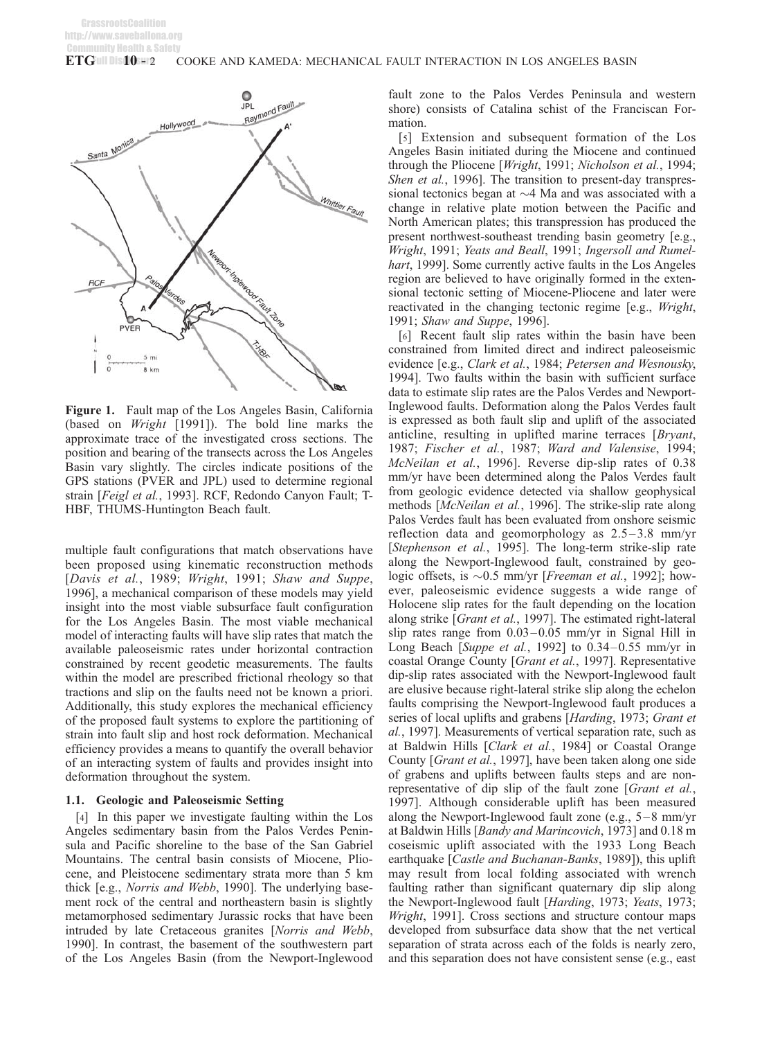**Figure 1.** Fault map of the Los Angeles Basin, California (based on *Wright* [1991]). The bold line marks the approximate trace of the investigated cross sections. The position and bearing of the transects across the Los Angeles Basin vary slightly. The circles indicate positions of the GPS stations (PVER and JPL) used to determine regional strain [*Feigl et al.*, 1993]. RCF, Redondo Canyon Fault; T-HBF, THUMS-Huntington Beach fault.

multiple fault configurations that match observations have been proposed using kinematic reconstruction methods [*Davis et al.*, 1989; *Wright*, 1991; *Shaw and Suppe*, 1996], a mechanical comparison of these models may yield insight into the most viable subsurface fault configuration for the Los Angeles Basin. The most viable mechanical model of interacting faults will have slip rates that match the available paleoseismic rates under horizontal contraction constrained by recent geodetic measurements. The faults within the model are prescribed frictional rheology so that tractions and slip on the faults need not be known a priori. Additionally, this study explores the mechanical efficiency of the proposed fault systems to explore the partitioning of strain into fault slip and host rock deformation. Mechanical efficiency provides a means to quantify the overall behavior of an interacting system of faults and provides insight into deformation throughout the system.

### 1.1. Geologic and Paleoseismic Setting

[4] In this paper we investigate faulting within the Los Angeles sedimentary basin from the Palos Verdes Peninsula and Pacific shoreline to the base of the San Gabriel Mountains. The central basin consists of Miocene, Pliocene, and Pleistocene sedimentary strata more than 5 km thick [e.g., *Norris and Webb*, 1990]. The underlying basement rock of the central and northeastern basin is slightly metamorphosed sedimentary Jurassic rocks that have been intruded by late Cretaceous granites [*Norris and Webb*, 1990]. In contrast, the basement of the southwestern part of the Los Angeles Basin (from the Newport-Inglewood fault zone to the Palos Verdes Peninsula and western shore) consists of Catalina schist of the Franciscan Formation.

[5] Extension and subsequent formation of the Los Angeles Basin initiated during the Miocene and continued through the Pliocene [*Wright*, 1991; *Nicholson et al.*, 1994; *Shen et al.*, 1996]. The transition to present-day transpressional tectonics began at ~4 Ma and was associated with a change in relative plate motion between the Pacific and North American plates; this transpression has produced the present northwest-southeast trending basin geometry [e.g., *Wright*, 1991; *Yeats and Beall*, 1991; *Ingersoll and Rumelhart*, 1999]. Some currently active faults in the Los Angeles region are believed to have originally formed in the extensional tectonic setting of Miocene-Pliocene and later were reactivated in the changing tectonic regime [e.g., *Wright*, 1991; *Shaw and Suppe*, 1996].

[6] Recent fault slip rates within the basin have been constrained from limited direct and indirect paleoseismic evidence [e.g., *Clark et al.*, 1984; *Petersen and Wesnousky*, 1994]. Two faults within the basin with sufficient surface data to estimate slip rates are the Palos Verdes and Newport-Inglewood faults. Deformation along the Palos Verdes fault is expressed as both fault slip and uplift of the associated anticline, resulting in uplifted marine terraces [*Bryant*, 1987; *Fischer et al.*, 1987; *Ward and Valensise*, 1994; *McNeilan et al.*, 1996]. Reverse dip-slip rates of 0.38 mm/yr have been determined along the Palos Verdes fault from geologic evidence detected via shallow geophysical methods [*McNeilan et al.*, 1996]. The strike-slip rate along Palos Verdes fault has been evaluated from onshore seismic reflection data and geomorphology as 2.5–3.8 mm/yr [*Stephenson et al.*, 1995]. The long-term strike-slip rate along the Newport-Inglewood fault, constrained by geologic offsets, is ~0.5 mm/yr [*Freeman et al.*, 1992]; however, paleoseismic evidence suggests a wide range of Holocene slip rates for the fault depending on the location along strike [*Grant et al.*, 1997]. The estimated right-lateral slip rates range from 0.03–0.05 mm/yr in Signal Hill in Long Beach [*Suppe et al.*, 1992] to 0.34–0.55 mm/yr in coastal Orange County [*Grant et al.*, 1997]. Representative dip-slip rates associated with the Newport-Inglewood fault are elusive because right-lateral strike slip along the echelon faults comprising the Newport-Inglewood fault produces a series of local uplifts and grabens [*Harding*, 1973; *Grant et al.*, 1997]. Measurements of vertical separation rate, such as at Baldwin Hills [*Clark et al.*, 1984] or Coastal Orange County [*Grant et al.*, 1997], have been taken along one side of grabens and uplifts between faults steps and are nonrepresentative of dip slip of the fault zone [*Grant et al.*, 1997]. Although considerable uplift has been measured along the Newport-Inglewood fault zone (e.g., 5–8 mm/yr at Baldwin Hills [*Bandy and Marincovich*, 1973] and 0.18 m coseismic uplift associated with the 1933 Long Beach earthquake [*Castle and Buchanan-Banks*, 1989]), this uplift may result from local folding associated with wrench faulting rather than significant quaternary dip slip along the Newport-Inglewood fault [*Harding*, 1973; *Yeats*, 1973; *Wright*, 1991]. Cross sections and structure contour maps developed from subsurface data show that the net vertical separation of strata across each of the folds is nearly zero, and this separation does not have consistent sense (e.g., east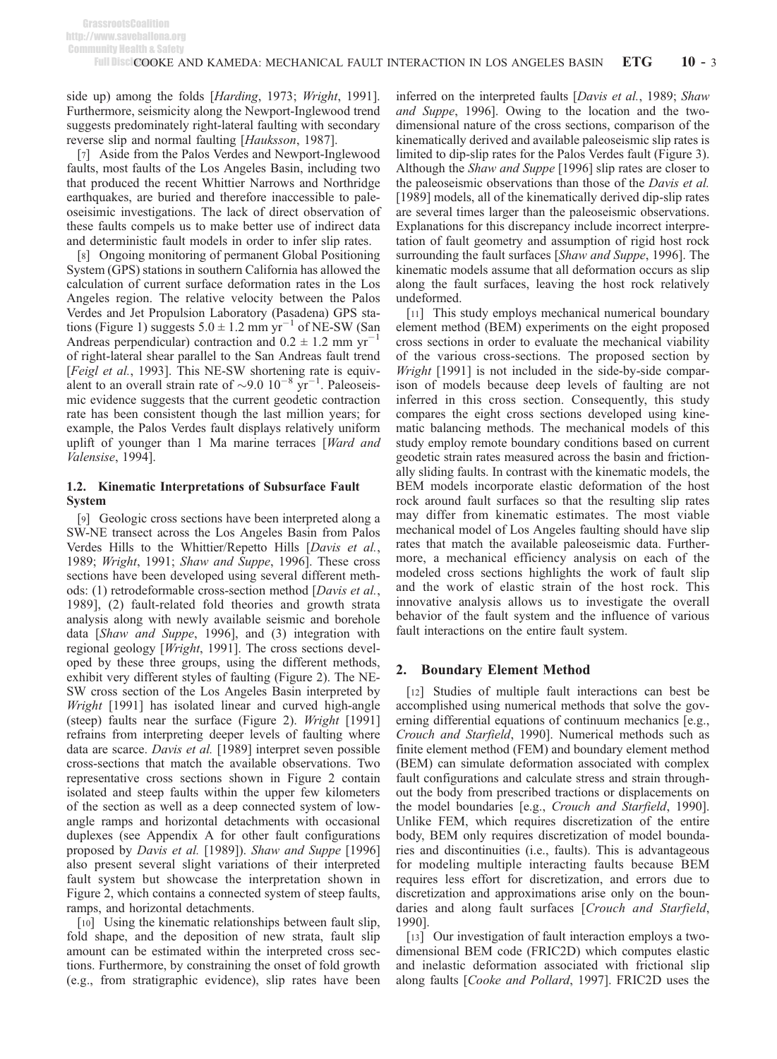side up) among the folds [*Harding*, 1973; *Wright*, 1991]. Furthermore, seismicity along the Newport-Inglewood trend suggests predominately right-lateral faulting with secondary reverse slip and normal faulting [*Hauksson*, 1987].

[7] Aside from the Palos Verdes and Newport-Inglewood faults, most faults of the Los Angeles Basin, including two that produced the recent Whittier Narrows and Northridge earthquakes, are buried and therefore inaccessible to paleoseisimic investigations. The lack of direct observation of these faults compels us to make better use of indirect data and deterministic fault models in order to infer slip rates.

[8] Ongoing monitoring of permanent Global Positioning System (GPS) stations in southern California has allowed the calculation of current surface deformation rates in the Los Angeles region. The relative velocity between the Palos Verdes and Jet Propulsion Laboratory (Pasadena) GPS stations (Figure 1) suggests $5.0 \pm 1.2$ mm yr$^{-1}$ of NE-SW (San Andreas perpendicular) contraction and $0.2 \pm 1.2$ mm yr$^{-1}$ of right-lateral shear parallel to the San Andreas fault trend [*Feigl et al.*, 1993]. This NE-SW shortening rate is equivalent to an overall strain rate of $\sim 9.0 \; 10^{-8}$ yr$^{-1}$. Paleoseismic evidence suggests that the current geodetic contraction rate has been consistent though the last million years; for example, the Palos Verdes fault displays relatively uniform uplift of younger than 1 Ma marine terraces [*Ward and Valensise*, 1994].

### 1.2. Kinematic Interpretations of Subsurface Fault System

[9] Geologic cross sections have been interpreted along a SW-NE transect across the Los Angeles Basin from Palos Verdes Hills to the Whittier/Repetto Hills [*Davis et al.*, 1989; *Wright*, 1991; *Shaw and Suppe*, 1996]. These cross sections have been developed using several different methods: (1) retrodeformable cross-section method [*Davis et al.*, 1989], (2) fault-related fold theories and growth strata analysis along with newly available seismic and borehole data [*Shaw and Suppe*, 1996], and (3) integration with regional geology [*Wright*, 1991]. The cross sections developed by these three groups, using the different methods, exhibit very different styles of faulting (Figure 2). The NE-SW cross section of the Los Angeles Basin interpreted by *Wright* [1991] has isolated linear and curved high-angle (steep) faults near the surface (Figure 2). *Wright* [1991] refrains from interpreting deeper levels of faulting where data are scarce. *Davis et al.* [1989] interpret seven possible cross-sections that match the available observations. Two representative cross sections shown in Figure 2 contain isolated and steep faults within the upper few kilometers of the section as well as a deep connected system of low-angle ramps and horizontal detachments with occasional duplexes (see Appendix A for other fault configurations proposed by *Davis et al.* [1989]). *Shaw and Suppe* [1996] also present several slight variations of their interpreted fault system but showcase the interpretation shown in Figure 2, which contains a connected system of steep faults, ramps, and horizontal detachments.

[10] Using the kinematic relationships between fault slip, fold shape, and the deposition of new strata, fault slip amount can be estimated within the interpreted cross sections. Furthermore, by constraining the onset of fold growth (e.g., from stratigraphic evidence), slip rates have been inferred on the interpreted faults [*Davis et al.*, 1989; *Shaw and Suppe*, 1996]. Owing to the location and the two-dimensional nature of the cross sections, comparison of the kinematically derived and available paleoseismic slip rates is limited to dip-slip rates for the Palos Verdes fault (Figure 3). Although the *Shaw and Suppe* [1996] slip rates are closer to the paleoseismic observations than those of the *Davis et al.* [1989] models, all of the kinematically derived dip-slip rates are several times larger than the paleoseismic observations. Explanations for this discrepancy include incorrect interpretation of fault geometry and assumption of rigid host rock surrounding the fault surfaces [*Shaw and Suppe*, 1996]. The kinematic models assume that all deformation occurs as slip along the fault surfaces, leaving the host rock relatively undeformed.

[11] This study employs mechanical numerical boundary element method (BEM) experiments on the eight proposed cross sections in order to evaluate the mechanical viability of the various cross-sections. The proposed section by *Wright* [1991] is not included in the side-by-side comparison of models because deep levels of faulting are not inferred in this cross section. Consequently, this study compares the eight cross sections developed using kinematic balancing methods. The mechanical models of this study employ remote boundary conditions based on current geodetic strain rates measured across the basin and frictionally sliding faults. In contrast with the kinematic models, the BEM models incorporate elastic deformation of the host rock around fault surfaces so that the resulting slip rates may differ from kinematic estimates. The most viable mechanical model of Los Angeles faulting should have slip rates that match the available paleoseismic data. Furthermore, a mechanical efficiency analysis on each of the modeled cross sections highlights the work of fault slip and the work of elastic strain of the host rock. This innovative analysis allows us to investigate the overall behavior of the fault system and the influence of various fault interactions on the entire fault system.

## 2. Boundary Element Method

[12] Studies of multiple fault interactions can best be accomplished using numerical methods that solve the governing differential equations of continuum mechanics [e.g., *Crouch and Starfield*, 1990]. Numerical methods such as finite element method (FEM) and boundary element method (BEM) can simulate deformation associated with complex fault configurations and calculate stress and strain throughout the body from prescribed tractions or displacements on the model boundaries [e.g., *Crouch and Starfield*, 1990]. Unlike FEM, which requires discretization of the entire body, BEM only requires discretization of model boundaries and discontinuities (i.e., faults). This is advantageous for modeling multiple interacting faults because BEM requires less effort for discretization, and errors due to discretization and approximations arise only on the boundaries and along fault surfaces [*Crouch and Starfield*, 1990].

[13] Our investigation of fault interaction employs a two-dimensional BEM code (FRIC2D) which computes elastic and inelastic deformation associated with frictional slip along faults [*Cooke and Pollard*, 1997]. FRIC2D uses the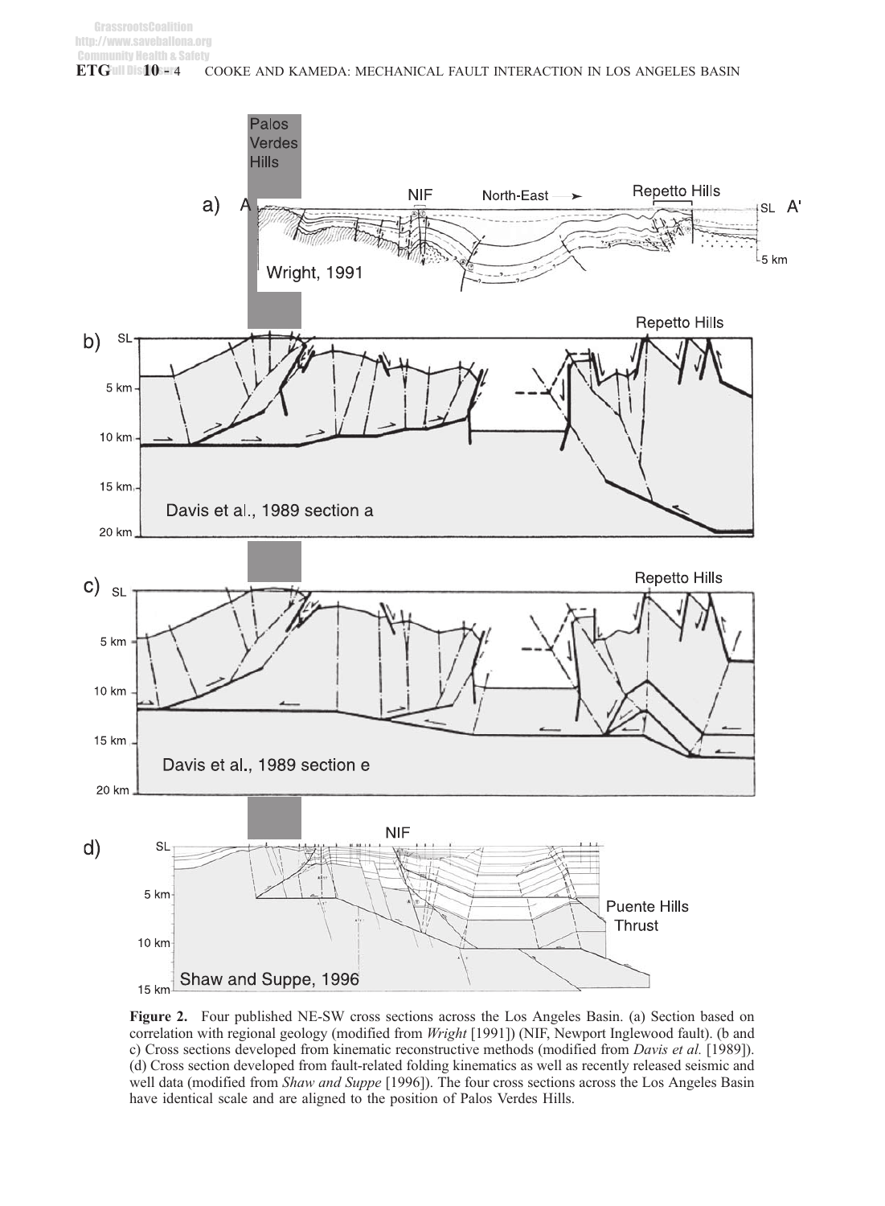**Figure 2.** Four published NE-SW cross sections across the Los Angeles Basin. (a) Section based on correlation with regional geology (modified from *Wright* [1991]) (NIF, Newport Inglewood fault). (b and c) Cross sections developed from kinematic reconstructive methods (modified from *Davis et al.* [1989]). (d) Cross section developed from fault-related folding kinematics as well as recently released seismic and well data (modified from *Shaw and Suppe* [1996]). The four cross sections across the Los Angeles Basin have identical scale and are aligned to the position of Palos Verdes Hills.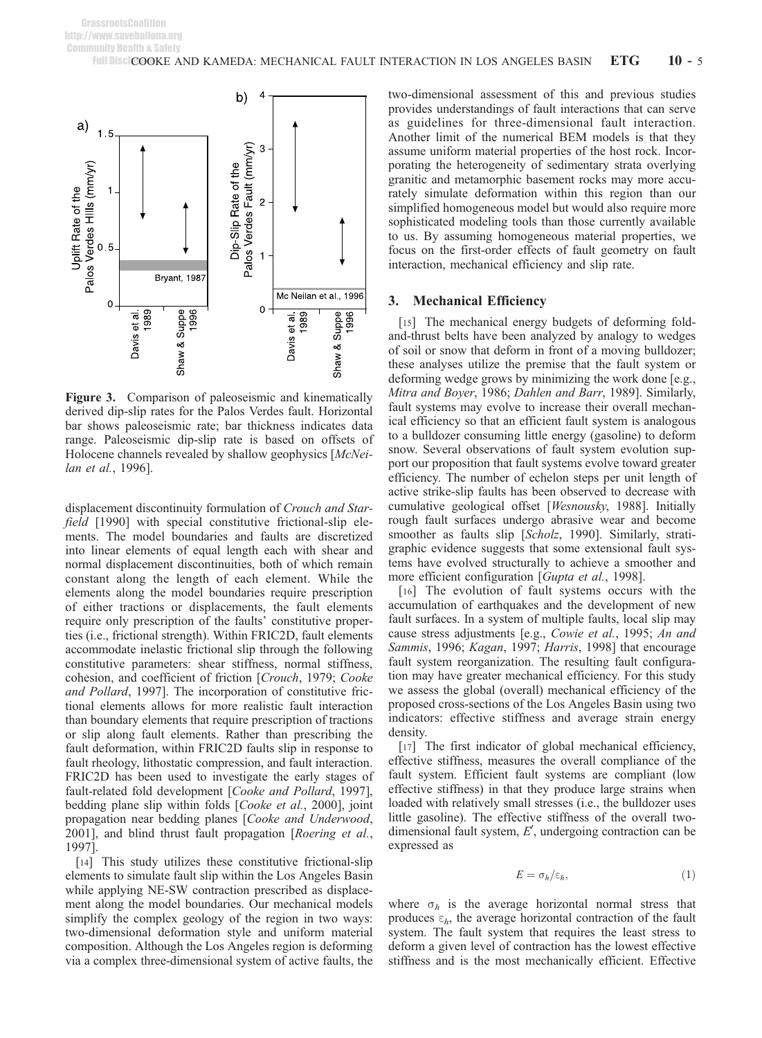**Figure 3.** Comparison of paleoseismic and kinematically derived dip-slip rates for the Palos Verdes fault. Horizontal bar shows paleoseismic rate; bar thickness indicates data range. Paleoseismic dip-slip rate is based on offsets of Holocene channels revealed by shallow geophysics [*McNeilan et al.*, 1996].

displacement discontinuity formulation of *Crouch and Starfield* [1990] with special constitutive frictional-slip elements. The model boundaries and faults are discretized into linear elements of equal length each with shear and normal displacement discontinuities, both of which remain constant along the length of each element. While the elements along the model boundaries require prescription of either tractions or displacements, the fault elements require only prescription of the faults' constitutive properties (i.e., frictional strength). Within FRIC2D, fault elements accommodate inelastic frictional slip through the following constitutive parameters: shear stiffness, normal stiffness, cohesion, and coefficient of friction [*Crouch*, 1979; *Cooke and Pollard*, 1997]. The incorporation of constitutive frictional elements allows for more realistic fault interaction than boundary elements that require prescription of tractions or slip along fault elements. Rather than prescribing the fault deformation, within FRIC2D faults slip in response to fault rheology, lithostatic compression, and fault interaction. FRIC2D has been used to investigate the early stages of fault-related fold development [*Cooke and Pollard*, 1997], bedding plane slip within folds [*Cooke et al.*, 2000], joint propagation near bedding planes [*Cooke and Underwood*, 2001], and blind thrust fault propagation [*Roering et al.*, 1997].

[14] This study utilizes these constitutive frictional-slip elements to simulate fault slip within the Los Angeles Basin while applying NE-SW contraction prescribed as displacement along the model boundaries. Our mechanical models simplify the complex geology of the region in two ways: two-dimensional deformation style and uniform material composition. Although the Los Angeles region is deforming via a complex three-dimensional system of active faults, the two-dimensional assessment of this and previous studies provides understandings of fault interactions that can serve as guidelines for three-dimensional fault interaction. Another limit of the numerical BEM models is that they assume uniform material properties of the host rock. Incorporating the heterogeneity of sedimentary strata overlying granitic and metamorphic basement rocks may more accurately simulate deformation within this region than our simplified homogeneous model but would also require more sophisticated modeling tools than those currently available to us. By assuming homogeneous material properties, we focus on the first-order effects of fault geometry on fault interaction, mechanical efficiency and slip rate.

## 3. Mechanical Efficiency

[15] The mechanical energy budgets of deforming fold-and-thrust belts have been analyzed by analogy to wedges of soil or snow that deform in front of a moving bulldozer; these analyses utilize the premise that the fault system or deforming wedge grows by minimizing the work done [e.g., *Mitra and Boyer*, 1986; *Dahlen and Barr*, 1989]. Similarly, fault systems may evolve to increase their overall mechanical efficiency so that an efficient fault system is analogous to a bulldozer consuming little energy (gasoline) to deform snow. Several observations of fault system evolution support our proposition that fault systems evolve toward greater efficiency. The number of echelon steps per unit length of active strike-slip faults has been observed to decrease with cumulative geological offset [*Wesnousky*, 1988]. Initially rough fault surfaces undergo abrasive wear and become smoother as faults slip [*Scholz*, 1990]. Similarly, stratigraphic evidence suggests that some extensional fault systems have evolved structurally to achieve a smoother and more efficient configuration [*Gupta et al.*, 1998].

[16] The evolution of fault systems occurs with the accumulation of earthquakes and the development of new fault surfaces. In a system of multiple faults, local slip may cause stress adjustments [e.g., *Cowie et al.*, 1995; *An and Sammis*, 1996; *Kagan*, 1997; *Harris*, 1998] that encourage fault system reorganization. The resulting fault configuration may have greater mechanical efficiency. For this study we assess the global (overall) mechanical efficiency of the proposed cross-sections of the Los Angeles Basin using two indicators: effective stiffness and average strain energy density.

[17] The first indicator of global mechanical efficiency, effective stiffness, measures the overall compliance of the fault system. Efficient fault systems are compliant (low effective stiffness) in that they produce large strains when loaded with relatively small stresses (i.e., the bulldozer uses little gasoline). The effective stiffness of the overall two-dimensional fault system, $E'$, undergoing contraction can be expressed as

$$E = \sigma_h / \varepsilon_h, \tag{1}$$

where $\sigma_h$ is the average horizontal normal stress that produces $\varepsilon_h$, the average horizontal contraction of the fault system. The fault system that requires the least stress to deform a given level of contraction has the lowest effective stiffness and is the most mechanically efficient. Effective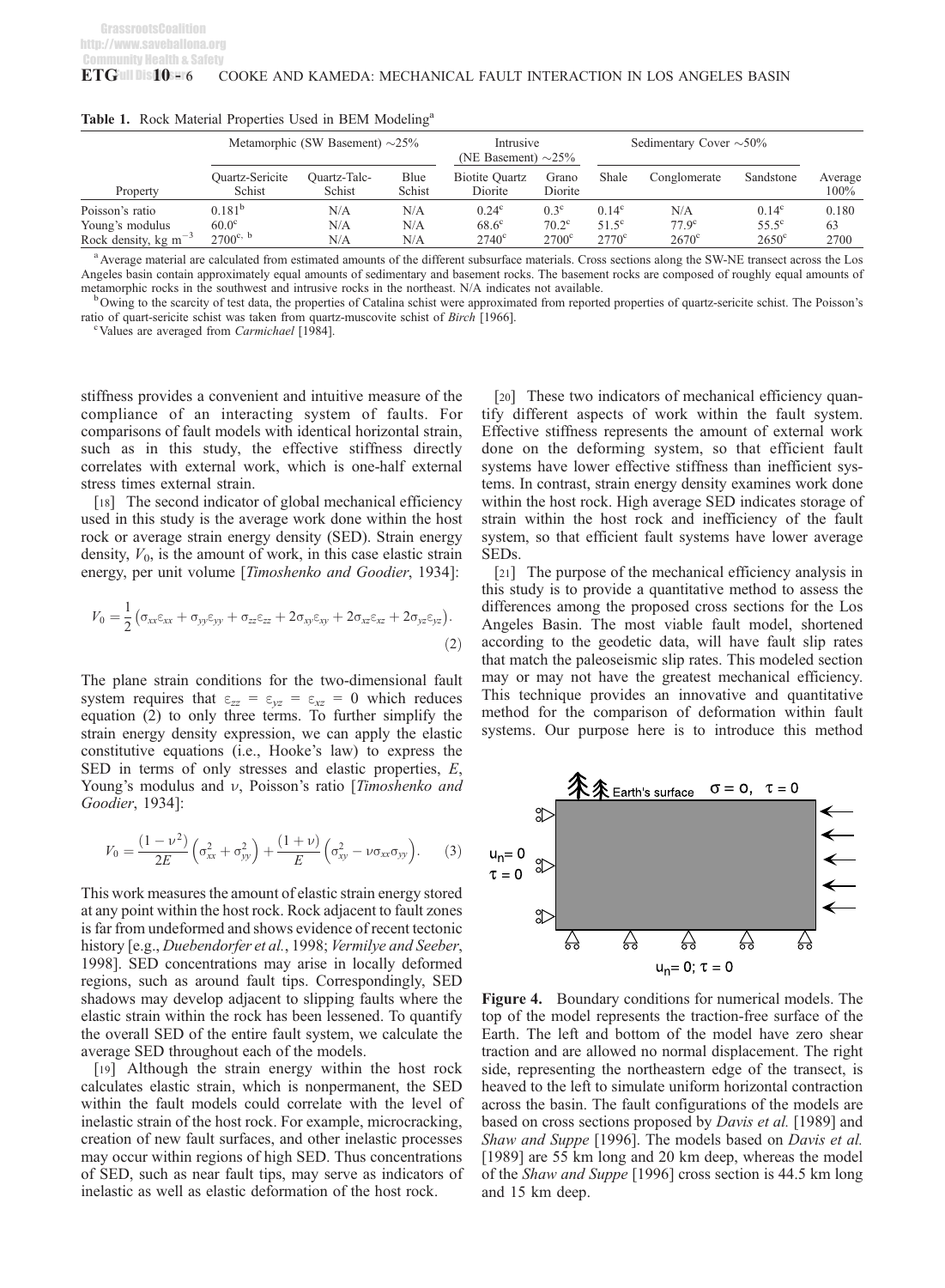**Table 1.** Rock Material Properties Used in BEM Modeling[a]

| | Metamorphic (SW Basement) ~25% | | | Intrusive (NE Basement) ~25% | | Sedimentary Cover ~50% | | | |
|---|---|---|---|---|---|---|---|---|---|
| Property | Quartz-Sericite Schist | Quartz-Talc-Schist | Blue Schist | Biotite Quartz Diorite | Grano Diorite | Shale | Conglomerate | Sandstone | Average 100% |
| Poisson's ratio | 0.181[b] | N/A | N/A | 0.24[c] | 0.3[c] | 0.14[c] | N/A | 0.14[c] | 0.180 |
| Young's modulus | 60.0[c] | N/A | N/A | 68.6[c] | 70.2[c] | 51.5[c] | 77.9[c] | 55.5[c] | 63 |
| Rock density, kg m$^{-3}$ | 2700[c, b] | N/A | N/A | 2740[c] | 2700[c] | 2770[c] | 2670[c] | 2650[c] | 2700 |

[a] Average material are calculated from estimated amounts of the different subsurface materials. Cross sections along the SW-NE transect across the Los Angeles basin contain approximately equal amounts of sedimentary and basement rocks. The basement rocks are composed of roughly equal amounts of metamorphic rocks in the southwest and intrusive rocks in the northeast. N/A indicates not available.

[b] Owing to the scarcity of test data, the properties of Catalina schist were approximated from reported properties of quartz-sericite schist. The Poisson's ratio of quartz-sericite schist was taken from quartz-muscovite schist of *Birch* [1966].

[c] Values are averaged from *Carmichael* [1984].

stiffness provides a convenient and intuitive measure of the compliance of an interacting system of faults. For comparisons of fault models with identical horizontal strain, such as in this study, the effective stiffness directly correlates with external work, which is one-half external stress times external strain.

[18] The second indicator of global mechanical efficiency used in this study is the average work done within the host rock or average strain energy density (SED). Strain energy density, $V_0$, is the amount of work, in this case elastic strain energy, per unit volume [*Timoshenko and Goodier*, 1934]:

$$V_0 = \frac{1}{2}\left(\sigma_{xx}\varepsilon_{xx} + \sigma_{yy}\varepsilon_{yy} + \sigma_{zz}\varepsilon_{zz} + 2\sigma_{xy}\varepsilon_{xy} + 2\sigma_{xz}\varepsilon_{xz} + 2\sigma_{yz}\varepsilon_{yz}\right). \tag{2}$$

The plane strain conditions for the two-dimensional fault system requires that $\varepsilon_{zz} = \varepsilon_{yz} = \varepsilon_{xz} = 0$ which reduces equation (2) to only three terms. To further simplify the strain energy density expression, we can apply the elastic constitutive equations (i.e., Hooke's law) to express the SED in terms of only stresses and elastic properties, $E$, Young's modulus and $\nu$, Poisson's ratio [*Timoshenko and Goodier*, 1934]:

$$V_0 = \frac{(1-\nu^2)}{2E}\left(\sigma_{xx}^2 + \sigma_{yy}^2\right) + \frac{(1+\nu)}{E}\left(\sigma_{xy}^2 - \nu\sigma_{xx}\sigma_{yy}\right). \tag{3}$$

This work measures the amount of elastic strain energy stored at any point within the host rock. Rock adjacent to fault zones is far from undeformed and shows evidence of recent tectonic history [e.g., *Duebendorfer et al.*, 1998; *Vermilye and Seeber*, 1998]. SED concentrations may arise in locally deformed regions, such as around fault tips. Correspondingly, SED shadows may develop adjacent to slipping faults where the elastic strain within the rock has been lessened. To quantify the overall SED of the entire fault system, we calculate the average SED throughout each of the models.

[19] Although the strain energy within the host rock calculates elastic strain, which is nonpermanent, the SED within the fault models could correlate with the level of inelastic strain of the host rock. For example, microcracking, creation of new fault surfaces, and other inelastic processes may occur within regions of high SED. Thus concentrations of SED, such as near fault tips, may serve as indicators of inelastic as well as elastic deformation of the host rock.

[20] These two indicators of mechanical efficiency quantify different aspects of work within the fault system. Effective stiffness represents the amount of external work done on the deforming system, so that efficient fault systems have lower effective stiffness than inefficient systems. In contrast, strain energy density examines work done within the host rock. High average SED indicates storage of strain within the host rock and inefficiency of the fault system, so that efficient fault systems have lower average SEDs.

[21] The purpose of the mechanical efficiency analysis in this study is to provide a quantitative method to assess the differences among the proposed cross sections for the Los Angeles Basin. The most viable fault model, shortened according to the geodetic data, will have fault slip rates that match the paleoseismic slip rates. This modeled section may or may not have the greatest mechanical efficiency. This technique provides an innovative and quantitative method for the comparison of deformation within fault systems. Our purpose here is to introduce this method

Earth's surface $\sigma = 0, \quad \tau = 0$

$u_n = 0$
$\tau = 0$

$u_n = 0; \tau = 0$

**Figure 4.** Boundary conditions for numerical models. The top of the model represents the traction-free surface of the Earth. The left and bottom of the model have zero shear traction and are allowed no normal displacement. The right side, representing the northeastern edge of the transect, is heaved to the left to simulate uniform horizontal contraction across the basin. The fault configurations of the models are based on cross sections proposed by *Davis et al.* [1989] and *Shaw and Suppe* [1996]. The models based on *Davis et al.* [1989] are 55 km long and 20 km deep, whereas the model of the *Shaw and Suppe* [1996] cross section is 44.5 km long and 15 km deep.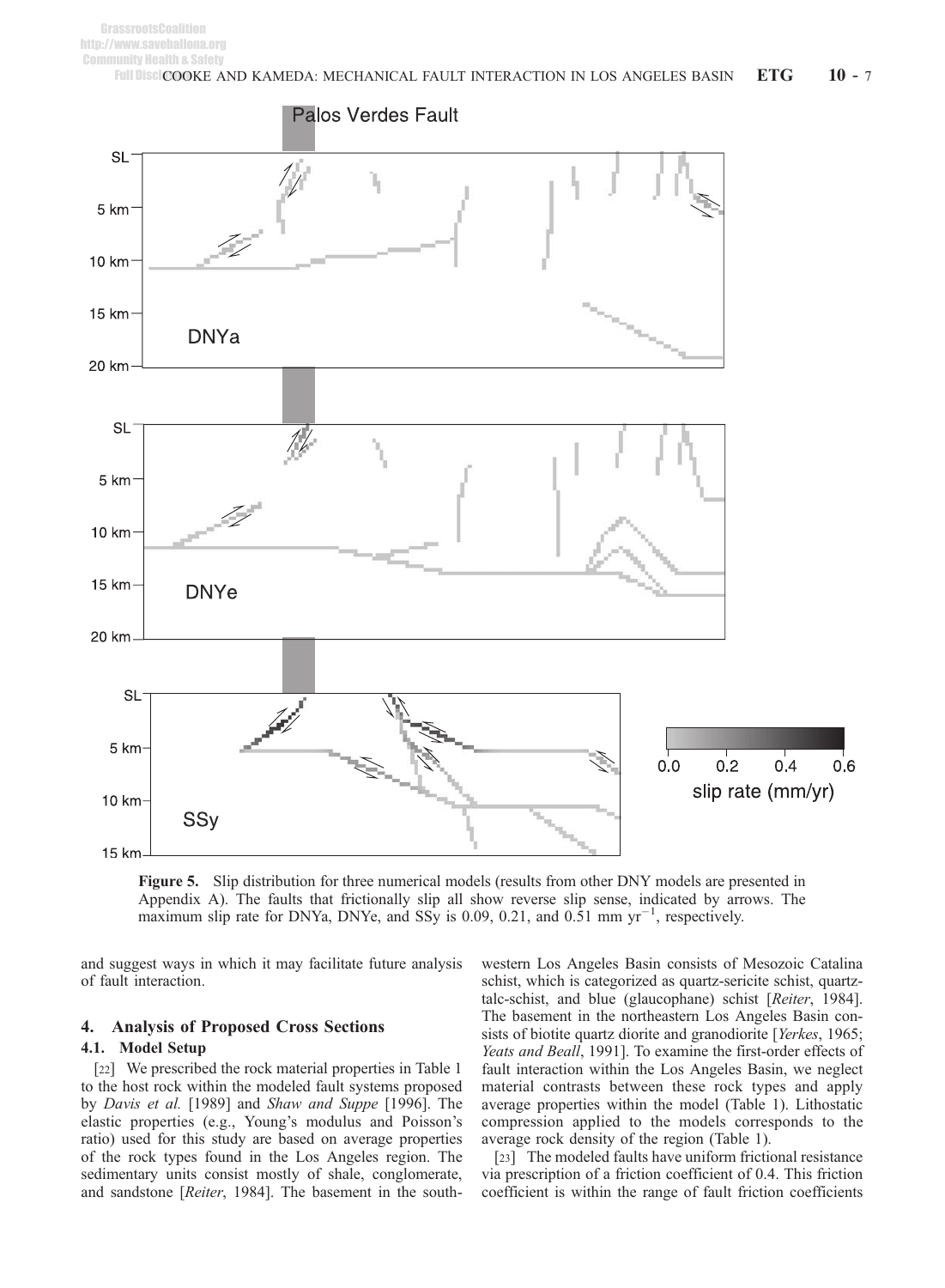Figure 5. Slip distribution for three numerical models (results from other DNY models are presented in Appendix A). The faults that frictionally slip all show reverse slip sense, indicated by arrows. The maximum slip rate for DNYa, DNYe, and SSy is 0.09, 0.21, and 0.51 mm $yr^{-1}$, respectively.

and suggest ways in which it may facilitate future analysis of fault interaction.

## 4. Analysis of Proposed Cross Sections

### 4.1. Model Setup

[22] We prescribed the rock material properties in Table 1 to the host rock within the modeled fault systems proposed by *Davis et al.* [1989] and *Shaw and Suppe* [1996]. The elastic properties (e.g., Young's modulus and Poisson's ratio) used for this study are based on average properties of the rock types found in the Los Angeles region. The sedimentary units consist mostly of shale, conglomerate, and sandstone [*Reiter*, 1984]. The basement in the southwestern Los Angeles Basin consists of Mesozoic Catalina schist, which is categorized as quartz-sericite schist, quartz-talc-schist, and blue (glaucophane) schist [*Reiter*, 1984]. The basement in the northeastern Los Angeles Basin consists of biotite quartz diorite and granodiorite [*Yerkes*, 1965; *Yeats and Beall*, 1991]. To examine the first-order effects of fault interaction within the Los Angeles Basin, we neglect material contrasts between these rock types and apply average properties within the model (Table 1). Lithostatic compression applied to the models corresponds to the average rock density of the region (Table 1).

[23] The modeled faults have uniform frictional resistance via prescription of a friction coefficient of 0.4. This friction coefficient is within the range of fault friction coefficients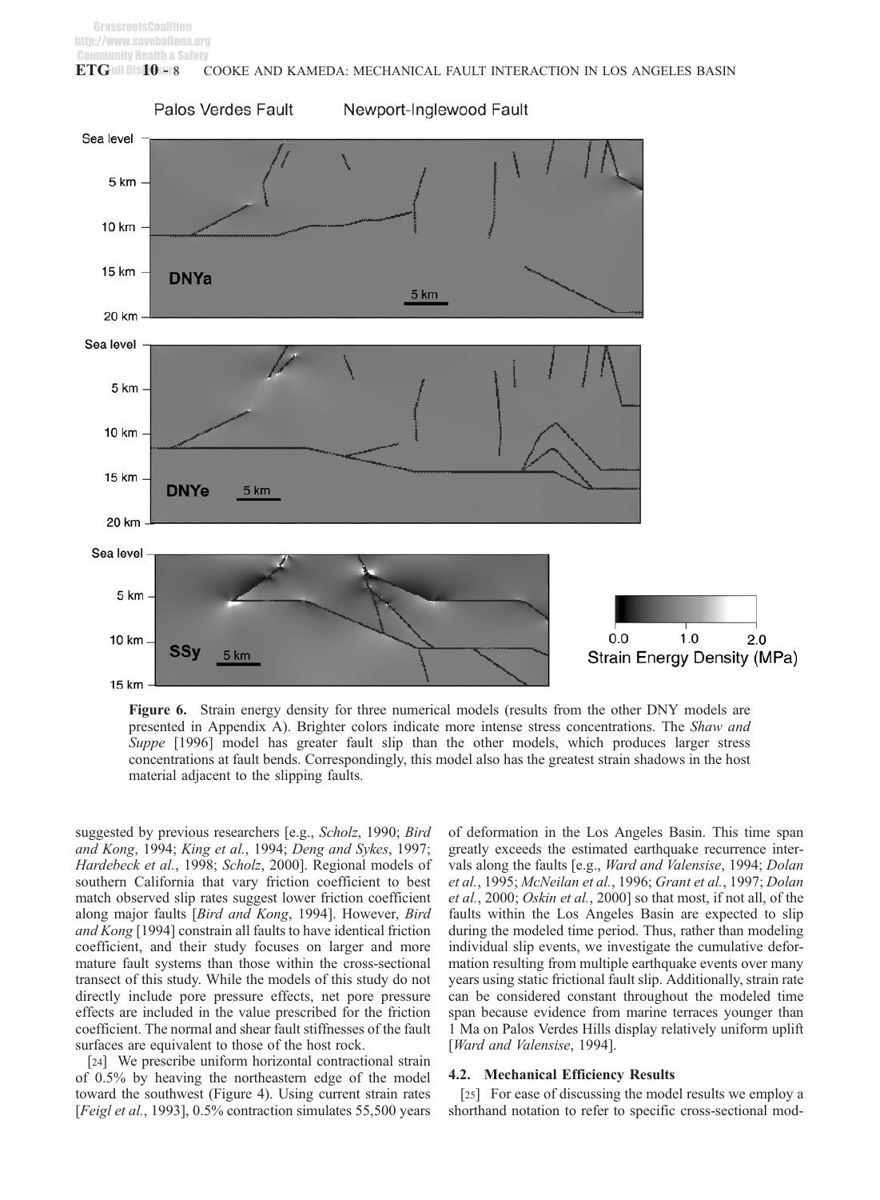Figure 6. Strain energy density for three numerical models (results from the other DNY models are presented in Appendix A). Brighter colors indicate more intense stress concentrations. The *Shaw and Suppe* [1996] model has greater fault slip than the other models, which produces larger stress concentrations at fault bends. Correspondingly, this model also has the greatest strain shadows in the host material adjacent to the slipping faults.

suggested by previous researchers [e.g., *Scholz*, 1990; *Bird and Kong*, 1994; *King et al.*, 1994; *Deng and Sykes*, 1997; *Hardebeck et al.*, 1998; *Scholz*, 2000]. Regional models of southern California that vary friction coefficient to best match observed slip rates suggest lower friction coefficient along major faults [*Bird and Kong*, 1994]. However, *Bird and Kong* [1994] constrain all faults to have identical friction coefficient, and their study focuses on larger and more mature fault systems than those within the cross-sectional transect of this study. While the models of this study do not directly include pore pressure effects, net pore pressure effects are included in the value prescribed for the friction coefficient. The normal and shear fault stiffnesses of the fault surfaces are equivalent to those of the host rock.

[24] We prescribe uniform horizontal contractional strain of 0.5% by heaving the northeastern edge of the model toward the southwest (Figure 4). Using current strain rates [*Feigl et al.*, 1993], 0.5% contraction simulates 55,500 years of deformation in the Los Angeles Basin. This time span greatly exceeds the estimated earthquake recurrence intervals along the faults [e.g., *Ward and Valensise*, 1994; *Dolan et al.*, 1995; *McNeilan et al.*, 1996; *Grant et al.*, 1997; *Dolan et al.*, 2000; *Oskin et al.*, 2000] so that most, if not all, of the faults within the Los Angeles Basin are expected to slip during the modeled time period. Thus, rather than modeling individual slip events, we investigate the cumulative deformation resulting from multiple earthquake events over many years using static frictional fault slip. Additionally, strain rate can be considered constant throughout the modeled time span because evidence from marine terraces younger than 1 Ma on Palos Verdes Hills display relatively uniform uplift [*Ward and Valensise*, 1994].

### 4.2. Mechanical Efficiency Results

[25] For ease of discussing the model results we employ a shorthand notation to refer to specific cross-sectional mod-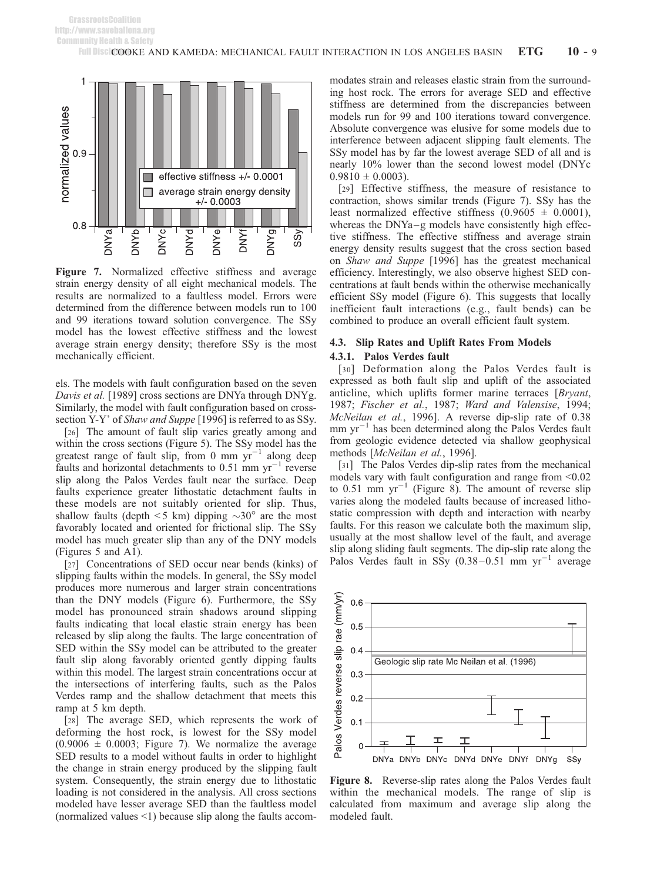Figure 7. Normalized effective stiffness and average strain energy density of all eight mechanical models. The results are normalized to a faultless model. Errors were determined from the difference between models run to 100 and 99 iterations toward solution convergence. The SSy model has the lowest effective stiffness and the lowest average strain energy density; therefore SSy is the most mechanically efficient.

els. The models with fault configuration based on the seven *Davis et al.* [1989] cross sections are DNYa through DNYg. Similarly, the model with fault configuration based on cross-section Y-Y' of *Shaw and Suppe* [1996] is referred to as SSy.

[26] The amount of fault slip varies greatly among and within the cross sections (Figure 5). The SSy model has the greatest range of fault slip, from 0 mm $yr^{-1}$ along deep faults and horizontal detachments to 0.51 mm $yr^{-1}$ reverse slip along the Palos Verdes fault near the surface. Deep faults experience greater lithostatic detachment faults in these models are not suitably oriented for slip. Thus, shallow faults (depth < 5 km) dipping ~30° are the most favorably located and oriented for frictional slip. The SSy model has much greater slip than any of the DNY models (Figures 5 and A1).

[27] Concentrations of SED occur near bends (kinks) of slipping faults within the models. In general, the SSy model produces more numerous and larger strain concentrations than the DNY models (Figure 6). Furthermore, the SSy model has pronounced strain shadows around slipping faults indicating that local elastic strain energy has been released by slip along the faults. The large concentration of SED within the SSy model can be attributed to the greater fault slip along favorably oriented gently dipping faults within this model. The largest strain concentrations occur at the intersections of interfering faults, such as the Palos Verdes ramp and the shallow detachment that meets this ramp at 5 km depth.

[28] The average SED, which represents the work of deforming the host rock, is lowest for the SSy model (0.9006 ± 0.0003; Figure 7). We normalize the average SED to a model without faults in order to highlight the change in strain energy produced by the slipping fault system. Consequently, the strain energy due to lithostatic loading is not considered in the analysis. All cross sections modeled have lesser average SED than the faultless model (normalized values <1) because slip along the faults accommodates strain and releases elastic strain from the surrounding host rock. The errors for average SED and effective stiffness are determined from the discrepancies between models run for 99 and 100 iterations toward convergence. Absolute convergence was elusive for some models due to interference between adjacent slipping fault elements. The SSy model has by far the lowest average SED of all and is nearly 10% lower than the second lowest model (DNYc 0.9810 ± 0.0003).

[29] Effective stiffness, the measure of resistance to contraction, shows similar trends (Figure 7). SSy has the least normalized effective stiffness (0.9605 ± 0.0001), whereas the DNYa–g models have consistently high effective stiffness. The effective stiffness and average strain energy density results suggest that the cross section based on *Shaw and Suppe* [1996] has the greatest mechanical efficiency. Interestingly, we also observe highest SED concentrations at fault bends within the otherwise mechanically efficient SSy model (Figure 6). This suggests that locally inefficient fault interactions (e.g., fault bends) can be combined to produce an overall efficient fault system.

### 4.3. Slip Rates and Uplift Rates From Models

#### 4.3.1. Palos Verdes fault

[30] Deformation along the Palos Verdes fault is expressed as both fault slip and uplift of the associated anticline, which uplifts former marine terraces [*Bryant*, 1987; *Fischer et al.*, 1987; *Ward and Valensise*, 1994; *McNeilan et al.*, 1996]. A reverse dip-slip rate of 0.38 mm $yr^{-1}$ has been determined along the Palos Verdes fault from geologic evidence detected via shallow geophysical methods [*McNeilan et al.*, 1996].

[31] The Palos Verdes dip-slip rates from the mechanical models vary with fault configuration and range from <0.02 to 0.51 mm $yr^{-1}$ (Figure 8). The amount of reverse slip varies along the modeled faults because of increased lithostatic compression with depth and interaction with nearby faults. For this reason we calculate both the maximum slip, usually at the most shallow level of the fault, and average slip along sliding fault segments. The dip-slip rate along the Palos Verdes fault in SSy (0.38–0.51 mm $yr^{-1}$ average

Figure 8. Reverse-slip rates along the Palos Verdes fault within the mechanical models. The range of slip is calculated from maximum and average slip along the modeled fault.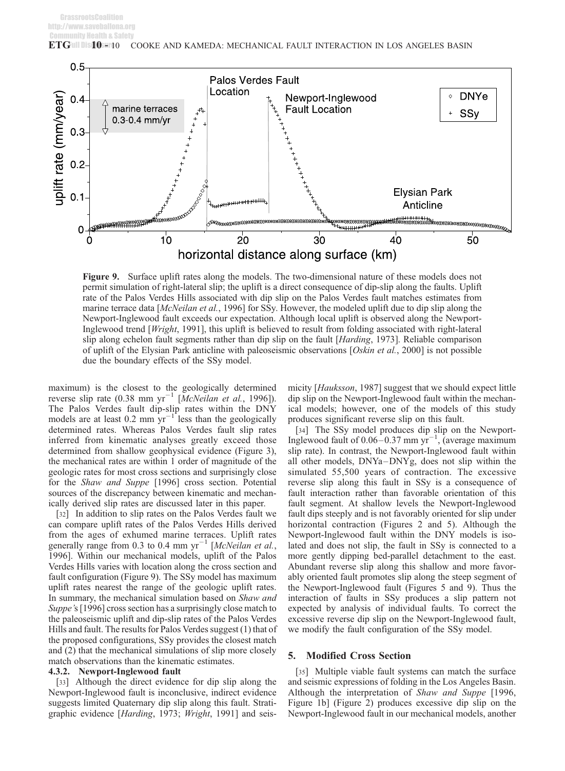**Figure 9.** Surface uplift rates along the models. The two-dimensional nature of these models does not permit simulation of right-lateral slip; the uplift is a direct consequence of dip-slip along the faults. Uplift rate of the Palos Verdes Hills associated with dip slip on the Palos Verdes fault matches estimates from marine terrace data [*McNeilan et al.*, 1996] for SSy. However, the modeled uplift due to dip slip along the Newport-Inglewood fault exceeds our expectation. Although local uplift is observed along the Newport-Inglewood trend [*Wright*, 1991], this uplift is believed to result from folding associated with right-lateral slip along echelon fault segments rather than dip slip on the fault [*Harding*, 1973]. Reliable comparison of uplift of the Elysian Park anticline with paleoseismic observations [*Oskin et al.*, 2000] is not possible due the boundary effects of the SSy model.

maximum) is the closest to the geologically determined reverse slip rate (0.38 mm $yr^{-1}$ [*McNeilan et al.*, 1996]). The Palos Verdes fault dip-slip rates within the DNY models are at least 0.2 mm $yr^{-1}$ less than the geologically determined rates. Whereas Palos Verdes fault slip rates inferred from kinematic analyses greatly exceed those determined from shallow geophysical evidence (Figure 3), the mechanical rates are within 1 order of magnitude of the geologic rates for most cross sections and surprisingly close for the *Shaw and Suppe* [1996] cross section. Potential sources of the discrepancy between kinematic and mechanically derived slip rates are discussed later in this paper.

[32] In addition to slip rates on the Palos Verdes fault we can compare uplift rates of the Palos Verdes Hills derived from the ages of exhumed marine terraces. Uplift rates generally range from 0.3 to 0.4 mm $yr^{-1}$ [*McNeilan et al.*, 1996]. Within our mechanical models, uplift of the Palos Verdes Hills varies with location along the cross section and fault configuration (Figure 9). The SSy model has maximum uplift rates nearest the range of the geologic uplift rates. In summary, the mechanical simulation based on *Shaw and Suppe's* [1996] cross section has a surprisingly close match to the paleoseismic uplift and dip-slip rates of the Palos Verdes Hills and fault. The results for Palos Verdes suggest (1) that of the proposed configurations, SSy provides the closest match and (2) that the mechanical simulations of slip more closely match observations than the kinematic estimates.

#### 4.3.2. Newport-Inglewood fault

[33] Although the direct evidence for dip slip along the Newport-Inglewood fault is inconclusive, indirect evidence suggests limited Quaternary dip slip along this fault. Stratigraphic evidence [*Harding*, 1973; *Wright*, 1991] and seismicity [*Hauksson*, 1987] suggest that we should expect little dip slip on the Newport-Inglewood fault within the mechanical models; however, one of the models of this study produces significant reverse slip on this fault.

[34] The SSy model produces dip slip on the Newport-Inglewood fault of 0.06–0.37 mm $yr^{-1}$, (average maximum slip rate). In contrast, the Newport-Inglewood fault within all other models, DNYa–DNYg, does not slip within the simulated 55,500 years of contraction. The excessive reverse slip along this fault in SSy is a consequence of fault interaction rather than favorable orientation of this fault segment. At shallow levels the Newport-Inglewood fault dips steeply and is not favorably oriented for slip under horizontal contraction (Figures 2 and 5). Although the Newport-Inglewood fault within the DNY models is isolated and does not slip, the fault in SSy is connected to a more gently dipping bed-parallel detachment to the east. Abundant reverse slip along this shallow and more favorably oriented fault promotes slip along the steep segment of the Newport-Inglewood fault (Figures 5 and 9). Thus the interaction of faults in SSy produces a slip pattern not expected by analysis of individual faults. To correct the excessive reverse dip slip on the Newport-Inglewood fault, we modify the fault configuration of the SSy model.

## 5. Modified Cross Section

[35] Multiple viable fault systems can match the surface and seismic expressions of folding in the Los Angeles Basin. Although the interpretation of *Shaw and Suppe* [1996, Figure 1b] (Figure 2) produces excessive dip slip on the Newport-Inglewood fault in our mechanical models, another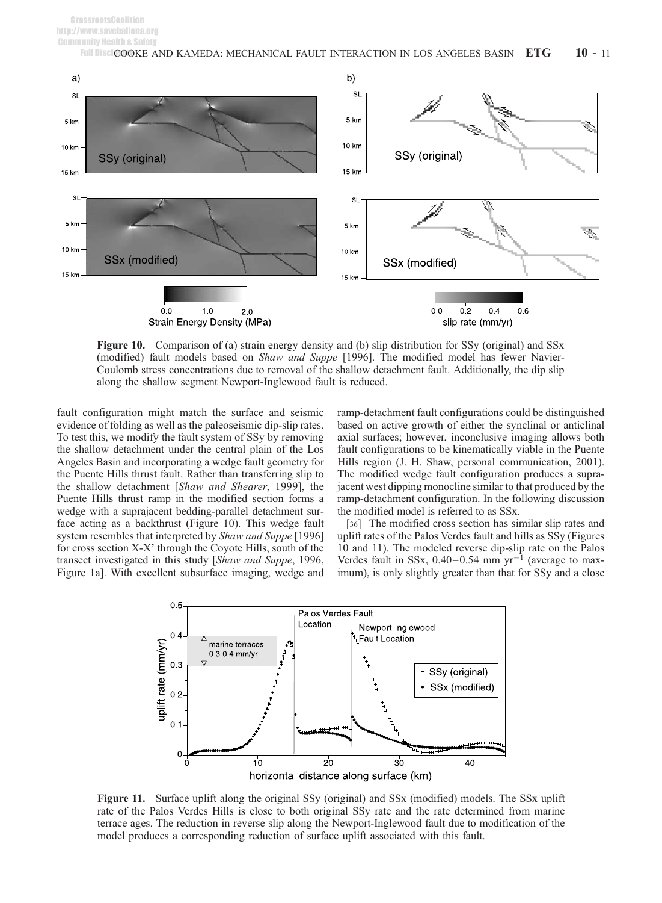**Figure 10.** Comparison of (a) strain energy density and (b) slip distribution for SSy (original) and SSx (modified) fault models based on *Shaw and Suppe* [1996]. The modified model has fewer Navier-Coulomb stress concentrations due to removal of the shallow detachment fault. Additionally, the dip slip along the shallow segment Newport-Inglewood fault is reduced.

fault configuration might match the surface and seismic evidence of folding as well as the paleoseismic dip-slip rates. To test this, we modify the fault system of SSy by removing the shallow detachment under the central plain of the Los Angeles Basin and incorporating a wedge fault geometry for the Puente Hills thrust fault. Rather than transferring slip to the shallow detachment [*Shaw and Shearer*, 1999], the Puente Hills thrust ramp in the modified section forms a wedge with a suprajacent bedding-parallel detachment surface acting as a backthrust (Figure 10). This wedge fault system resembles that interpreted by *Shaw and Suppe* [1996] for cross section X-X' through the Coyote Hills, south of the transect investigated in this study [*Shaw and Suppe*, 1996, Figure 1a]. With excellent subsurface imaging, wedge and ramp-detachment fault configurations could be distinguished based on active growth of either the synclinal or anticlinal axial surfaces; however, inconclusive imaging allows both fault configurations to be kinematically viable in the Puente Hills region (J. H. Shaw, personal communication, 2001). The modified wedge fault configuration produces a suprajacent west dipping monocline similar to that produced by the ramp-detachment configuration. In the following discussion the modified model is referred to as SSx.

[36] The modified cross section has similar slip rates and uplift rates of the Palos Verdes fault and hills as SSy (Figures 10 and 11). The modeled reverse dip-slip rate on the Palos Verdes fault in SSx, 0.40–0.54 mm yr$^{-1}$ (average to maximum), is only slightly greater than that for SSy and a close

**Figure 11.** Surface uplift along the original SSy (original) and SSx (modified) models. The SSx uplift rate of the Palos Verdes Hills is close to both original SSy rate and the rate determined from marine terrace ages. The reduction in reverse slip along the Newport-Inglewood fault due to modification of the model produces a corresponding reduction of surface uplift associated with this fault.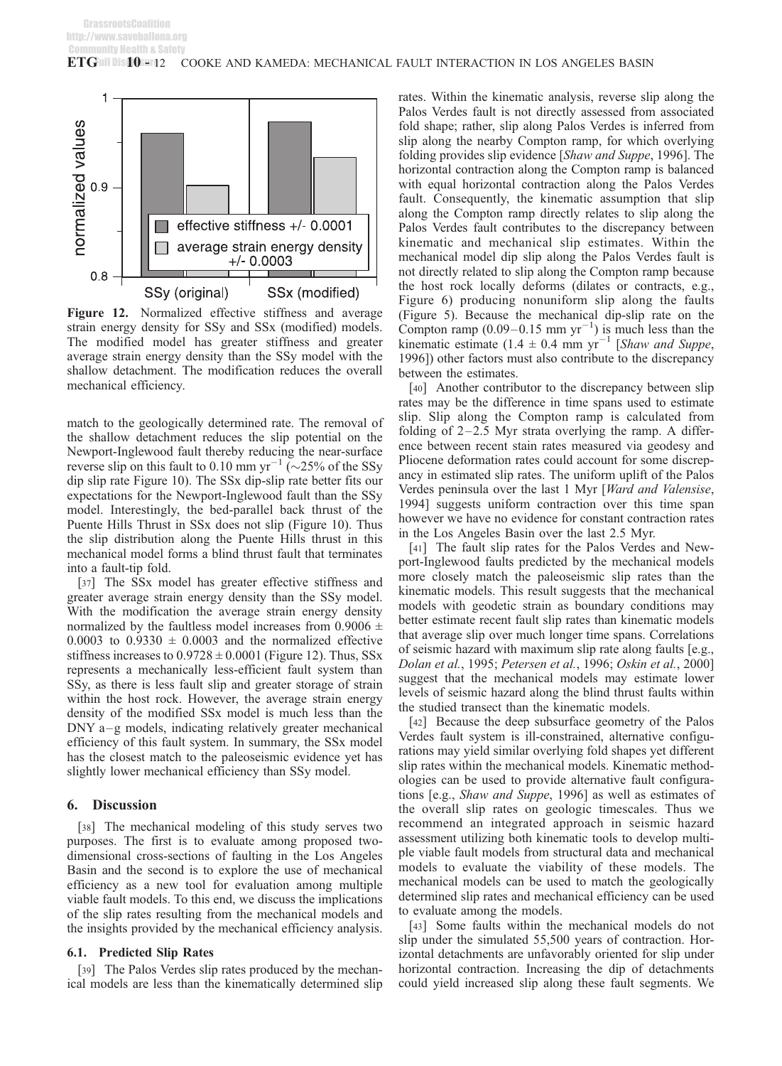**Figure 12.** Normalized effective stiffness and average strain energy density for SSy and SSx (modified) models. The modified model has greater stiffness and greater average strain energy density than the SSy model with the shallow detachment. The modification reduces the overall mechanical efficiency.

match to the geologically determined rate. The removal of the shallow detachment reduces the slip potential on the Newport-Inglewood fault thereby reducing the near-surface reverse slip on this fault to 0.10 mm yr$^{-1}$ (~25% of the SSy dip slip rate Figure 10). The SSx dip-slip rate better fits our expectations for the Newport-Inglewood fault than the SSy model. Interestingly, the bed-parallel back thrust of the Puente Hills Thrust in SSx does not slip (Figure 10). Thus the slip distribution along the Puente Hills thrust in this mechanical model forms a blind thrust fault that terminates into a fault-tip fold.

[37] The SSx model has greater effective stiffness and greater average strain energy density than the SSy model. With the modification the average strain energy density normalized by the faultless model increases from 0.9006 ± 0.0003 to 0.9330 ± 0.0003 and the normalized effective stiffness increases to 0.9728 ± 0.0001 (Figure 12). Thus, SSx represents a mechanically less-efficient fault system than SSy, as there is less fault slip and greater storage of strain within the host rock. However, the average strain energy density of the modified SSx model is much less than the DNY a–g models, indicating relatively greater mechanical efficiency of this fault system. In summary, the SSx model has the closest match to the paleoseismic evidence yet has slightly lower mechanical efficiency than SSy model.

## 6. Discussion

[38] The mechanical modeling of this study serves two purposes. The first is to evaluate among proposed two-dimensional cross-sections of faulting in the Los Angeles Basin and the second is to explore the use of mechanical efficiency as a new tool for evaluation among multiple viable fault models. To this end, we discuss the implications of the slip rates resulting from the mechanical models and the insights provided by the mechanical efficiency analysis.

### 6.1. Predicted Slip Rates

[39] The Palos Verdes slip rates produced by the mechanical models are less than the kinematically determined slip rates. Within the kinematic analysis, reverse slip along the Palos Verdes fault is not directly assessed from associated fold shape; rather, slip along Palos Verdes is inferred from slip along the nearby Compton ramp, for which overlying folding provides slip evidence [*Shaw and Suppe*, 1996]. The horizontal contraction along the Compton ramp is balanced with equal horizontal contraction along the Palos Verdes fault. Consequently, the kinematic assumption that slip along the Compton ramp directly relates to slip along the Palos Verdes fault contributes to the discrepancy between kinematic and mechanical slip estimates. Within the mechanical model dip slip along the Palos Verdes fault is not directly related to slip along the Compton ramp because the host rock locally deforms (dilates or contracts, e.g., Figure 6) producing nonuniform slip along the faults (Figure 5). Because the mechanical dip-slip rate on the Compton ramp (0.09–0.15 mm yr$^{-1}$) is much less than the kinematic estimate (1.4 ± 0.4 mm yr$^{-1}$ [*Shaw and Suppe*, 1996]) other factors must also contribute to the discrepancy between the estimates.

[40] Another contributor to the discrepancy between slip rates may be the difference in time spans used to estimate slip. Slip along the Compton ramp is calculated from folding of 2–2.5 Myr strata overlying the ramp. A difference between recent stain rates measured via geodesy and Pliocene deformation rates could account for some discrepancy in estimated slip rates. The uniform uplift of the Palos Verdes peninsula over the last 1 Myr [*Ward and Valensise*, 1994] suggests uniform contraction over this time span however we have no evidence for constant contraction rates in the Los Angeles Basin over the last 2.5 Myr.

[41] The fault slip rates for the Palos Verdes and Newport-Inglewood faults predicted by the mechanical models more closely match the paleoseismic slip rates than the kinematic models. This result suggests that the mechanical models with geodetic strain as boundary conditions may better estimate recent fault slip rates than kinematic models that average slip over much longer time spans. Correlations of seismic hazard with maximum slip rate along faults [e.g., *Dolan et al.*, 1995; *Petersen et al.*, 1996; *Oskin et al.*, 2000] suggest that the mechanical models may estimate lower levels of seismic hazard along the blind thrust faults within the studied transect than the kinematic models.

[42] Because the deep subsurface geometry of the Palos Verdes fault system is ill-constrained, alternative configurations may yield similar overlying fold shapes yet different slip rates within the mechanical models. Kinematic methodologies can be used to provide alternative fault configurations [e.g., *Shaw and Suppe*, 1996] as well as estimates of the overall slip rates on geologic timescales. Thus we recommend an integrated approach in seismic hazard assessment utilizing both kinematic tools to develop multiple viable fault models from structural data and mechanical models to evaluate the viability of these models. The mechanical models can be used to match the geologically determined slip rates and mechanical efficiency can be used to evaluate among the models.

[43] Some faults within the mechanical models do not slip under the simulated 55,500 years of contraction. Horizontal detachments are unfavorably oriented for slip under horizontal contraction. Increasing the dip of detachments could yield increased slip along these fault segments. We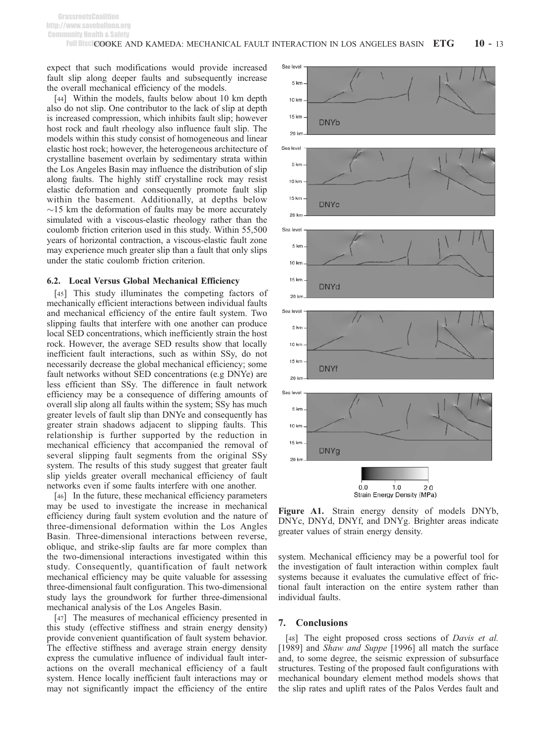expect that such modifications would provide increased fault slip along deeper faults and subsequently increase the overall mechanical efficiency of the models.

[44] Within the models, faults below about 10 km depth also do not slip. One contributor to the lack of slip at depth is increased compression, which inhibits fault slip; however host rock and fault rheology also influence fault slip. The models within this study consist of homogeneous and linear elastic host rock; however, the heterogeneous architecture of crystalline basement overlain by sedimentary strata within the Los Angeles Basin may influence the distribution of slip along faults. The highly stiff crystalline rock may resist elastic deformation and consequently promote fault slip within the basement. Additionally, at depths below ~15 km the deformation of faults may be more accurately simulated with a viscous-elastic rheology rather than the coulomb friction criterion used in this study. Within 55,500 years of horizontal contraction, a viscous-elastic fault zone may experience much greater slip than a fault that only slips under the static coulomb friction criterion.

### 6.2. Local Versus Global Mechanical Efficiency

[45] This study illuminates the competing factors of mechanically efficient interactions between individual faults and mechanical efficiency of the entire fault system. Two slipping faults that interfere with one another can produce local SED concentrations, which inefficiently strain the host rock. However, the average SED results show that locally inefficient fault interactions, such as within SSy, do not necessarily decrease the global mechanical efficiency; some fault networks without SED concentrations (e.g DNYe) are less efficient than SSy. The difference in fault network efficiency may be a consequence of differing amounts of overall slip along all faults within the system; SSy has much greater levels of fault slip than DNYe and consequently has greater strain shadows adjacent to slipping faults. This relationship is further supported by the reduction in mechanical efficiency that accompanied the removal of several slipping fault segments from the original SSy system. The results of this study suggest that greater fault slip yields greater overall mechanical efficiency of fault networks even if some faults interfere with one another.

[46] In the future, these mechanical efficiency parameters may be used to investigate the increase in mechanical efficiency during fault system evolution and the nature of three-dimensional deformation within the Los Angles Basin. Three-dimensional interactions between reverse, oblique, and strike-slip faults are far more complex than the two-dimensional interactions investigated within this study. Consequently, quantification of fault network mechanical efficiency may be quite valuable for assessing three-dimensional fault configuration. This two-dimensional study lays the groundwork for further three-dimensional mechanical analysis of the Los Angeles Basin.

[47] The measures of mechanical efficiency presented in this study (effective stiffness and strain energy density) provide convenient quantification of fault system behavior. The effective stiffness and average strain energy density express the cumulative influence of individual fault interactions on the overall mechanical efficiency of a fault system. Hence locally inefficient fault interactions may or may not significantly impact the efficiency of the entire system. Mechanical efficiency may be a powerful tool for the investigation of fault interaction within complex fault systems because it evaluates the cumulative effect of frictional fault interaction on the entire system rather than individual faults.

Sea level
5 km
10 km
15 km
20 km
DNYb
DNYc
DNYd
DNYf
DNYg
0.0
1.0
2.0
Strain Energy Density (MPa)

**Figure A1.** Strain energy density of models DNYb, DNYc, DNYd, DNYf, and DNYg. Brighter areas indicate greater values of strain energy density.

## 7. Conclusions

[48] The eight proposed cross sections of *Davis et al.* [1989] and *Shaw and Suppe* [1996] all match the surface and, to some degree, the seismic expression of subsurface structures. Testing of the proposed fault configurations with mechanical boundary element method models shows that the slip rates and uplift rates of the Palos Verdes fault and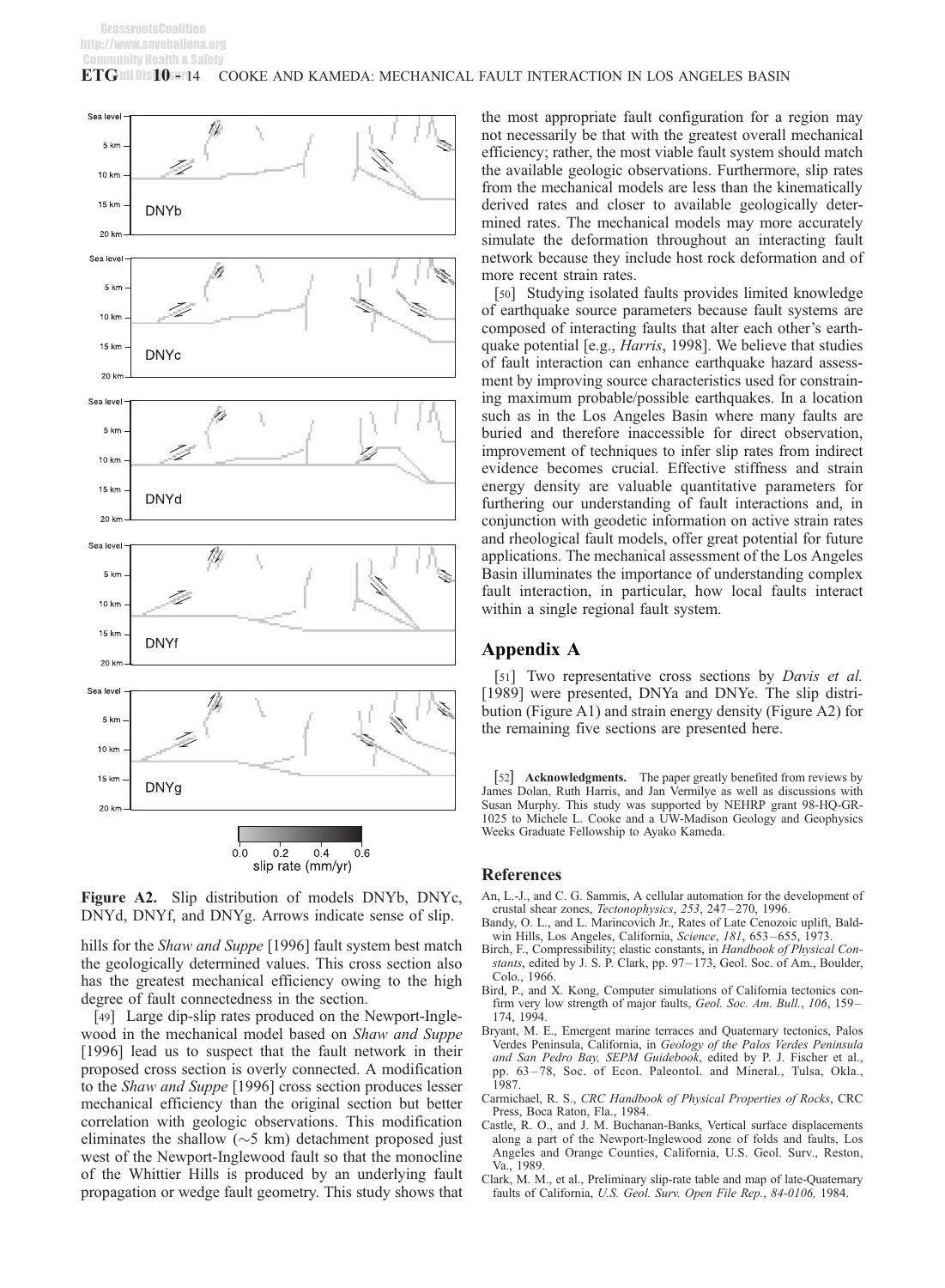Figure A2. Slip distribution of models DNYb, DNYc, DNYd, DNYf, and DNYg. Arrows indicate sense of slip.

hills for the *Shaw and Suppe* [1996] fault system best match the geologically determined values. This cross section also has the greatest mechanical efficiency owing to the high degree of fault connectedness in the section.

[49] Large dip-slip rates produced on the Newport-Inglewood in the mechanical model based on *Shaw and Suppe* [1996] lead us to suspect that the fault network in their proposed cross section is overly connected. A modification to the *Shaw and Suppe* [1996] cross section produces lesser mechanical efficiency than the original section but better correlation with geologic observations. This modification eliminates the shallow (~5 km) detachment proposed just west of the Newport-Inglewood fault so that the monocline of the Whittier Hills is produced by an underlying fault propagation or wedge fault geometry. This study shows that the most appropriate fault configuration for a region may not necessarily be that with the greatest overall mechanical efficiency; rather, the most viable fault system should match the available geologic observations. Furthermore, slip rates from the mechanical models are less than the kinematically derived rates and closer to available geologically determined rates. The mechanical models may more accurately simulate the deformation throughout an interacting fault network because they include host rock deformation and of more recent strain rates.

[50] Studying isolated faults provides limited knowledge of earthquake source parameters because fault systems are composed of interacting faults that alter each other's earthquake potential [e.g., *Harris*, 1998]. We believe that studies of fault interaction can enhance earthquake hazard assessment by improving source characteristics used for constraining maximum probable/possible earthquakes. In a location such as in the Los Angeles Basin where many faults are buried and therefore inaccessible for direct observation, improvement of techniques to infer slip rates from indirect evidence becomes crucial. Effective stiffness and strain energy density are valuable quantitative parameters for furthering our understanding of fault interactions and, in conjunction with geodetic information on active strain rates and rheological fault models, offer great potential for future applications. The mechanical assessment of the Los Angeles Basin illuminates the importance of understanding complex fault interaction, in particular, how local faults interact within a single regional fault system.

## Appendix A

[51] Two representative cross sections by *Davis et al.* [1989] were presented, DNYa and DNYe. The slip distribution (Figure A1) and strain energy density (Figure A2) for the remaining five sections are presented here.

[52] **Acknowledgments.** The paper greatly benefited from reviews by James Dolan, Ruth Harris, and Jan Vermilye as well as discussions with Susan Murphy. This study was supported by NEHRP grant 98-HQ-GR-1025 to Michele L. Cooke and a UW-Madison Geology and Geophysics Weeks Graduate Fellowship to Ayako Kameda.

## References

An, L.-J., and C. G. Sammis, A cellular automation for the development of crustal shear zones, *Tectonophysics*, *253*, 247–270, 1996.

Bandy, O. L., and L. Marincovich Jr., Rates of Late Cenozoic uplift, Baldwin Hills, Los Angeles, California, *Science*, *181*, 653–655, 1973.

Birch, F., Compressibility; elastic constants, in *Handbook of Physical Constants*, edited by J. S. P. Clark, pp. 97–173, Geol. Soc. of Am., Boulder, Colo., 1966.

Bird, P., and X. Kong, Computer simulations of California tectonics confirm very low strength of major faults, *Geol. Soc. Am. Bull.*, *106*, 159–174, 1994.

Bryant, M. E., Emergent marine terraces and Quaternary tectonics, Palos Verdes Peninsula, California, in *Geology of the Palos Verdes Peninsula and San Pedro Bay, SEPM Guidebook*, edited by P. J. Fischer et al., pp. 63–78, Soc. of Econ. Paleontol. and Mineral., Tulsa, Okla., 1987.

Carmichael, R. S., *CRC Handbook of Physical Properties of Rocks*, CRC Press, Boca Raton, Fla., 1984.

Castle, R. O., and J. M. Buchanan-Banks, Vertical surface displacements along a part of the Newport-Inglewood zone of folds and faults, Los Angeles and Orange Counties, California, U.S. Geol. Surv., Reston, Va., 1989.

Clark, M. M., et al., Preliminary slip-rate table and map of late-Quaternary faults of California, *U.S. Geol. Surv. Open File Rep.*, *84-0106,* 1984.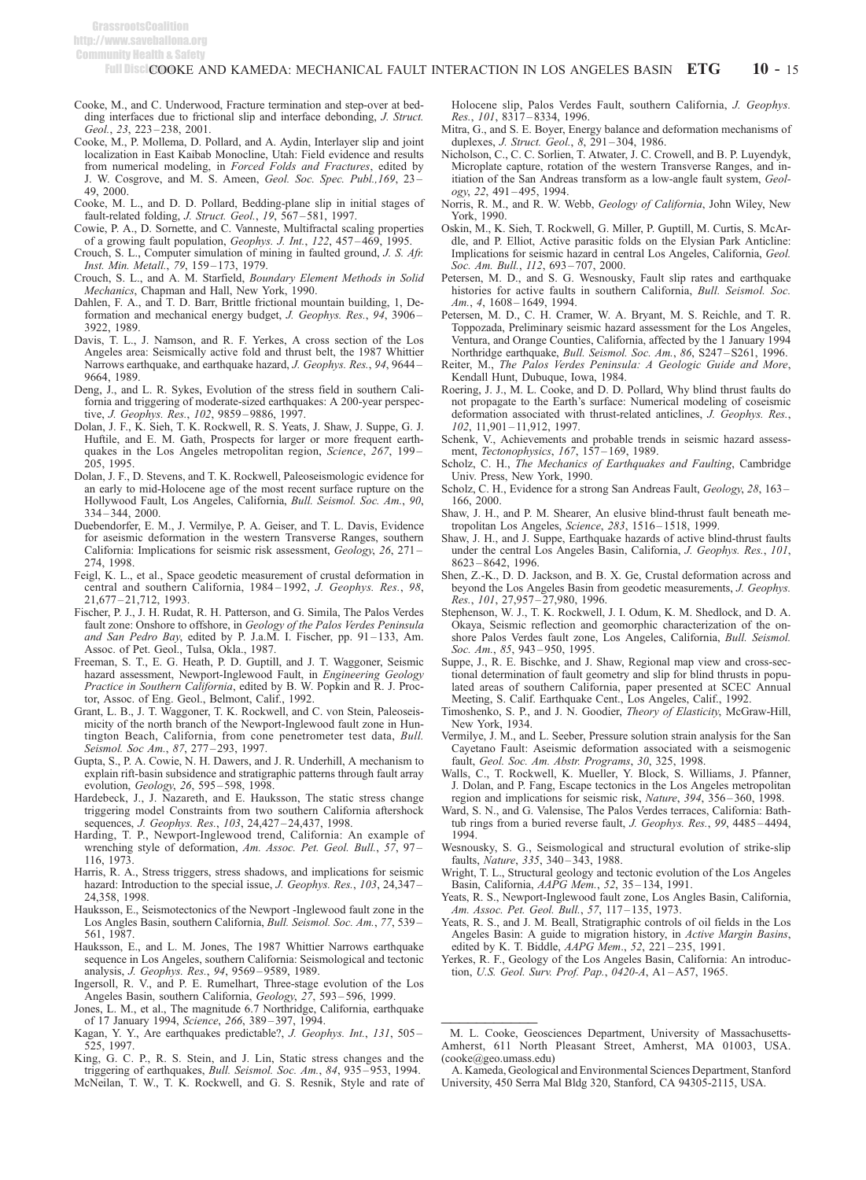Cooke, M., and C. Underwood, Fracture termination and step-over at bedding interfaces due to frictional slip and interface debonding, *J. Struct. Geol.*, *23*, 223–238, 2001.

Cooke, M., P. Mollema, D. Pollard, and A. Aydin, Interlayer slip and joint localization in East Kaibab Monocline, Utah: Field evidence and results from numerical modeling, in *Forced Folds and Fractures*, edited by J. W. Cosgrove, and M. S. Ameen, *Geol. Soc. Spec. Publ.,169*, 23–49, 2000.

Cooke, M. L., and D. D. Pollard, Bedding-plane slip in initial stages of fault-related folding, *J. Struct. Geol.*, *19*, 567–581, 1997.

Cowie, P. A., D. Sornette, and C. Vanneste, Multifractal scaling properties of a growing fault population, *Geophys. J. Int.*, *122*, 457–469, 1995.

Crouch, S. L., Computer simulation of mining in faulted ground, *J. S. Afr. Inst. Min. Metall.*, *79*, 159–173, 1979.

Crouch, S. L., and A. M. Starfield, *Boundary Element Methods in Solid Mechanics*, Chapman and Hall, New York, 1990.

Dahlen, F. A., and T. D. Barr, Brittle frictional mountain building, 1, Deformation and mechanical energy budget, *J. Geophys. Res.*, *94*, 3906–3922, 1989.

Davis, T. L., J. Namson, and R. F. Yerkes, A cross section of the Los Angeles area: Seismically active fold and thrust belt, the 1987 Whittier Narrows earthquake, and earthquake hazard, *J. Geophys. Res.*, *94*, 9644–9664, 1989.

Deng, J., and L. R. Sykes, Evolution of the stress field in southern California and triggering of moderate-sized earthquakes: A 200-year perspective, *J. Geophys. Res.*, *102*, 9859–9886, 1997.

Dolan, J. F., K. Sieh, T. K. Rockwell, R. S. Yeats, J. Shaw, J. Suppe, G. J. Huftile, and E. M. Gath, Prospects for larger or more frequent earthquakes in the Los Angeles metropolitan region, *Science*, *267*, 199–205, 1995.

Dolan, J. F., D. Stevens, and T. K. Rockwell, Paleoseismologic evidence for an early to mid-Holocene age of the most recent surface rupture on the Hollywood Fault, Los Angeles, California, *Bull. Seismol. Soc. Am.*, *90*, 334–344, 2000.

Duebendorfer, E. M., J. Vermilye, P. A. Geiser, and T. L. Davis, Evidence for aseismic deformation in the western Transverse Ranges, southern California: Implications for seismic risk assessment, *Geology*, *26*, 271–274, 1998.

Feigl, K. L., et al., Space geodetic measurement of crustal deformation in central and southern California, 1984–1992, *J. Geophys. Res.*, *98*, 21,677–21,712, 1993.

Fischer, P. J., J. H. Rudat, R. H. Patterson, and G. Simila, The Palos Verdes fault zone: Onshore to offshore, in *Geology of the Palos Verdes Peninsula and San Pedro Bay*, edited by P. J.a.M. I. Fischer, pp. 91–133, Am. Assoc. of Pet. Geol., Tulsa, Okla., 1987.

Freeman, S. T., E. G. Heath, P. D. Guptill, and J. T. Waggoner, Seismic hazard assessment, Newport-Inglewood Fault, in *Engineering Geology Practice in Southern California*, edited by B. W. Popkin and R. J. Proctor, Assoc. of Eng. Geol., Belmont, Calif., 1992.

Grant, L. B., J. T. Waggoner, T. K. Rockwell, and C. von Stein, Paleoseismicity of the north branch of the Newport-Inglewood fault zone in Huntington Beach, California, from cone penetrometer test data, *Bull. Seismol. Soc Am.*, *87*, 277–293, 1997.

Gupta, S., P. A. Cowie, N. H. Dawers, and J. R. Underhill, A mechanism to explain rift-basin subsidence and stratigraphic patterns through fault array evolution, *Geology*, *26*, 595–598, 1998.

Hardebeck, J., J. Nazareth, and E. Hauksson, The static stress change triggering model Constraints from two southern California aftershock sequences, *J. Geophys. Res.*, *103*, 24,427–24,437, 1998.

Harding, T. P., Newport-Inglewood trend, California: An example of wrenching style of deformation, *Am. Assoc. Pet. Geol. Bull.*, *57*, 97–116, 1973.

Harris, R. A., Stress triggers, stress shadows, and implications for seismic hazard: Introduction to the special issue, *J. Geophys. Res.*, *103*, 24,347–24,358, 1998.

Hauksson, E., Seismotectonics of the Newport -Inglewood fault zone in the Los Angles Basin, southern California, *Bull. Seismol. Soc. Am.*, *77*, 539–561, 1987.

Hauksson, E., and L. M. Jones, The 1987 Whittier Narrows earthquake sequence in Los Angeles, southern California: Seismological and tectonic analysis, *J. Geophys. Res.*, *94*, 9569–9589, 1989.

Ingersoll, R. V., and P. E. Rumelhart, Three-stage evolution of the Los Angeles Basin, southern California, *Geology*, *27*, 593–596, 1999.

Jones, L. M., et al., The magnitude 6.7 Northridge, California, earthquake of 17 January 1994, *Science*, *266*, 389–397, 1994.

Kagan, Y. Y., Are earthquakes predictable?, *J. Geophys. Int.*, *131*, 505–525, 1997.

King, G. C. P., R. S. Stein, and J. Lin, Static stress changes and the triggering of earthquakes, *Bull. Seismol. Soc. Am.*, *84*, 935–953, 1994.

McNeilan, T. W., T. K. Rockwell, and G. S. Resnik, Style and rate of Holocene slip, Palos Verdes Fault, southern California, *J. Geophys. Res.*, *101*, 8317–8334, 1996.

Mitra, G., and S. E. Boyer, Energy balance and deformation mechanisms of duplexes, *J. Struct. Geol.*, *8*, 291–304, 1986.

Nicholson, C., C. C. Sorlien, T. Atwater, J. C. Crowell, and B. P. Luyendyk, Microplate capture, rotation of the western Transverse Ranges, and initiation of the San Andreas transform as a low-angle fault system, *Geology*, *22*, 491–495, 1994.

Norris, R. M., and R. W. Webb, *Geology of California*, John Wiley, New York, 1990.

Oskin, M., K. Sieh, T. Rockwell, G. Miller, P. Guptill, M. Curtis, S. McArdle, and P. Elliot, Active parasitic folds on the Elysian Park Anticline: Implications for seismic hazard in central Los Angeles, California, *Geol. Soc. Am. Bull.*, *112*, 693–707, 2000.

Petersen, M. D., and S. G. Wesnousky, Fault slip rates and earthquake histories for active faults in southern California, *Bull. Seismol. Soc. Am.*, *4*, 1608–1649, 1994.

Petersen, M. D., C. H. Cramer, W. A. Bryant, M. S. Reichle, and T. R. Toppozada, Preliminary seismic hazard assessment for the Los Angeles, Ventura, and Orange Counties, California, affected by the 1 January 1994 Northridge earthquake, *Bull. Seismol. Soc. Am.*, *86*, S247–S261, 1996.

Reiter, M., *The Palos Verdes Peninsula: A Geologic Guide and More*, Kendall Hunt, Dubuque, Iowa, 1984.

Roering, J. J., M. L. Cooke, and D. D. Pollard, Why blind thrust faults do not propagate to the Earth's surface: Numerical modeling of coseismic deformation associated with thrust-related anticlines, *J. Geophys. Res.*, *102*, 11,901–11,912, 1997.

Schenk, V., Achievements and probable trends in seismic hazard assessment, *Tectonophysics*, *167*, 157–169, 1989.

Scholz, C. H., *The Mechanics of Earthquakes and Faulting*, Cambridge Univ. Press, New York, 1990.

Scholz, C. H., Evidence for a strong San Andreas Fault, *Geology*, *28*, 163–166, 2000.

Shaw, J. H., and P. M. Shearer, An elusive blind-thrust fault beneath metropolitan Los Angeles, *Science*, *283*, 1516–1518, 1999.

Shaw, J. H., and J. Suppe, Earthquake hazards of active blind-thrust faults under the central Los Angeles Basin, California, *J. Geophys. Res.*, *101*, 8623–8642, 1996.

Shen, Z.-K., D. D. Jackson, and B. X. Ge, Crustal deformation across and beyond the Los Angeles Basin from geodetic measurements, *J. Geophys. Res.*, *101*, 27,957–27,980, 1996.

Stephenson, W. J., T. K. Rockwell, J. I. Odum, K. M. Shedlock, and D. A. Okaya, Seismic reflection and geomorphic characterization of the onshore Palos Verdes fault zone, Los Angeles, California, *Bull. Seismol. Soc. Am.*, *85*, 943–950, 1995.

Suppe, J., R. E. Bischke, and J. Shaw, Regional map view and cross-sectional determination of fault geometry and slip for blind thrusts in populated areas of southern California, paper presented at SCEC Annual Meeting, S. Calif. Earthquake Cent., Los Angeles, Calif., 1992.

Timoshenko, S. P., and J. N. Goodier, *Theory of Elasticity*, McGraw-Hill, New York, 1934.

Vermilye, J. M., and L. Seeber, Pressure solution strain analysis for the San Cayetano Fault: Aseismic deformation associated with a seismogenic fault, *Geol. Soc. Am. Abstr. Programs*, *30*, 325, 1998.

Walls, C., T. Rockwell, K. Mueller, Y. Block, S. Williams, J. Pfanner, J. Dolan, and P. Fang, Escape tectonics in the Los Angeles metropolitan region and implications for seismic risk, *Nature*, *394*, 356–360, 1998.

Ward, S. N., and G. Valensise, The Palos Verdes terraces, California: Bathtub rings from a buried reverse fault, *J. Geophys. Res.*, *99*, 4485–4494, 1994.

Wesnousky, S. G., Seismological and structural evolution of strike-slip faults, *Nature*, *335*, 340–343, 1988.

Wright, T. L., Structural geology and tectonic evolution of the Los Angeles Basin, California, *AAPG Mem.*, *52*, 35–134, 1991.

Yeats, R. S., Newport-Inglewood fault zone, Los Angles Basin, California, *Am. Assoc. Pet. Geol. Bull.*, *57*, 117–135, 1973.

Yeats, R. S., and J. M. Beall, Stratigraphic controls of oil fields in the Los Angeles Basin: A guide to migration history, in *Active Margin Basins*, edited by K. T. Biddle, *AAPG Mem.*, *52*, 221–235, 1991.

Yerkes, R. F., Geology of the Los Angeles Basin, California: An introduction, *U.S. Geol. Surv. Prof. Pap.*, *0420-A*, A1–A57, 1965.

---

M. L. Cooke, Geosciences Department, University of Massachusetts-Amherst, 611 North Pleasant Street, Amherst, MA 01003, USA. (cooke@geo.umass.edu)

A. Kameda, Geological and Environmental Sciences Department, Stanford University, 450 Serra Mal Bldg 320, Stanford, CA 94305-2115, USA.